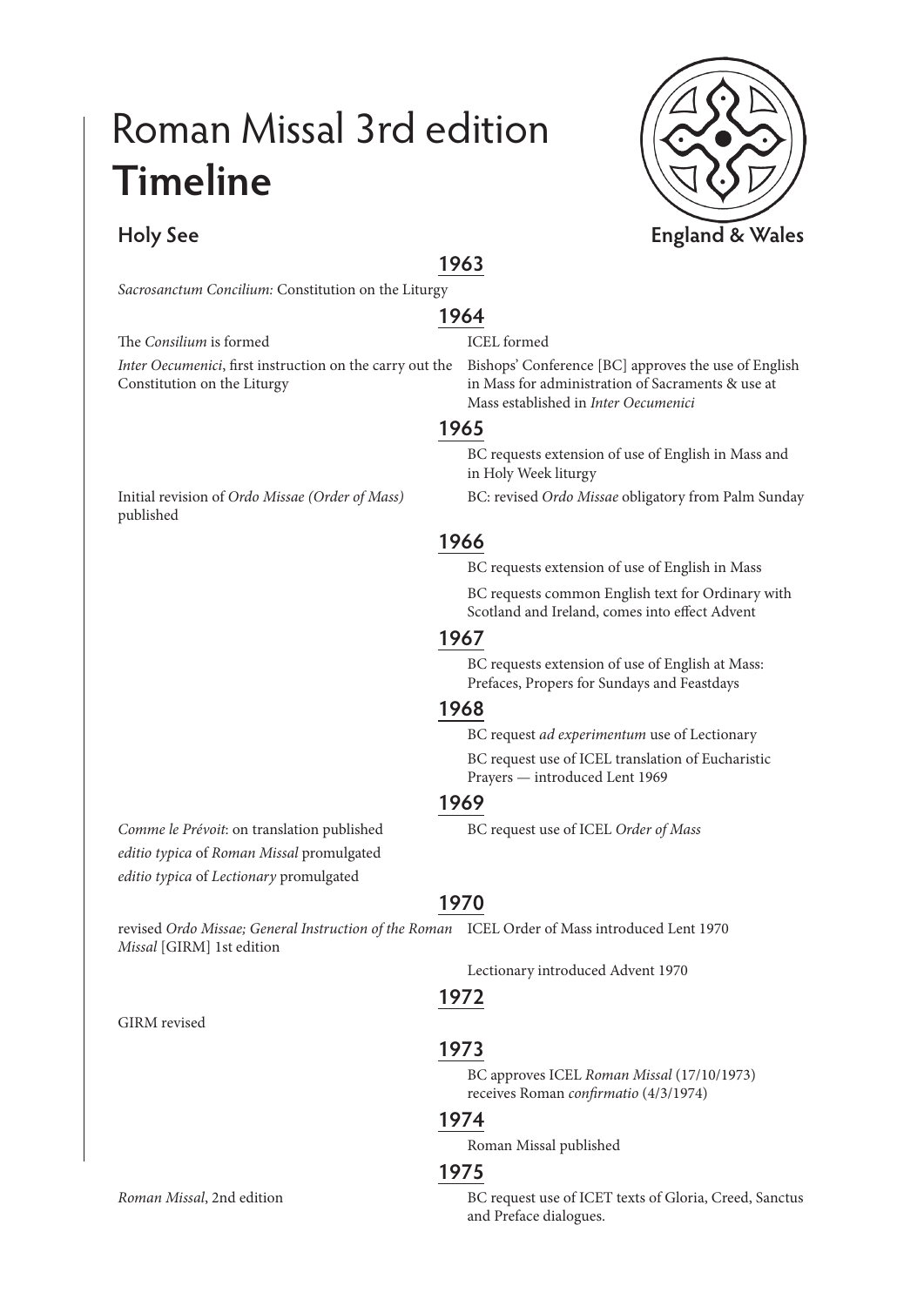# Roman Missal 3rd edition
# Timeline

| Holy See | Year | England & Wales |
|---|---|---|
| *Sacrosanctum Concilium:* Constitution on the Liturgy | **1963** | |
| The *Consilium* is formed | **1964** | ICEL formed |
| *Inter Oecumenici*, first instruction on the carry out the Constitution on the Liturgy | | Bishops' Conference [BC] approves the use of English in Mass for administration of Sacraments & use at Mass established in *Inter Oecumenici* |
| | **1965** | BC requests extension of use of English in Mass and in Holy Week liturgy |
| Initial revision of *Ordo Missae (Order of Mass)* published | | BC: revised *Ordo Missae* obligatory from Palm Sunday |
| | **1966** | BC requests extension of use of English in Mass |
| | | BC requests common English text for Ordinary with Scotland and Ireland, comes into effect Advent |
| | **1967** | BC requests extension of use of English at Mass: Prefaces, Propers for Sundays and Feastdays |
| | **1968** | BC request *ad experimentum* use of Lectionary |
| | | BC request use of ICEL translation of Eucharistic Prayers — introduced Lent 1969 |
| *Comme le Prévoit*: on translation published | **1969** | BC request use of ICEL *Order of Mass* |
| *editio typica* of *Roman Missal* promulgated | | |
| *editio typica* of *Lectionary* promulgated | | |
| revised *Ordo Missae; General Instruction of the Roman Missal* [GIRM] 1st edition | **1970** | ICEL Order of Mass introduced Lent 1970 |
| | | Lectionary introduced Advent 1970 |
| GIRM revised | **1972** | |
| | **1973** | BC approves ICEL *Roman Missal* (17/10/1973) receives Roman *confirmatio* (4/3/1974) |
| | **1974** | Roman Missal published |
| *Roman Missal*, 2nd edition | **1975** | BC request use of ICET texts of Gloria, Creed, Sanctus and Preface dialogues. |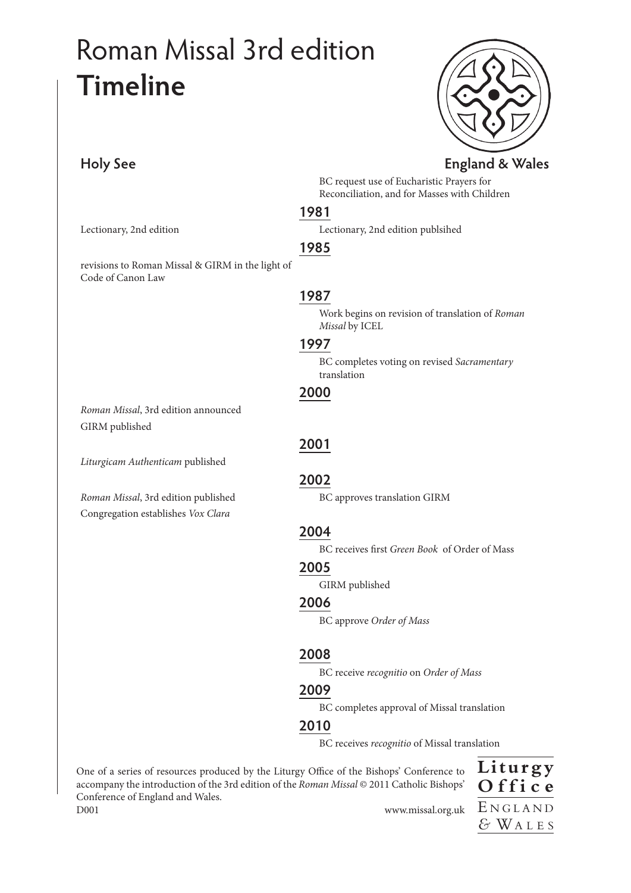# Roman Missal 3rd edition **Timeline**

| Holy See | Year | England & Wales |
|---|---|---|
| | | BC request use of Eucharistic Prayers for Reconciliation, and for Masses with Children |
| Lectionary, 2nd edition | **1981** | Lectionary, 2nd edition publsihed |
| revisions to Roman Missal & GIRM in the light of Code of Canon Law | **1985** | |
| | **1987** | Work begins on revision of translation of *Roman Missal* by ICEL |
| | **1997** | BC completes voting on revised *Sacramentary* translation |
| *Roman Missal*, 3rd edition announced<br>GIRM published | **2000** | |
| *Liturgicam Authenticam* published | **2001** | |
| *Roman Missal*, 3rd edition published<br>Congregation establishes *Vox Clara* | **2002** | BC approves translation GIRM |
| | **2004** | BC receives first *Green Book* of Order of Mass |
| | **2005** | GIRM published |
| | **2006** | BC approve *Order of Mass* |
| | **2008** | BC receive *recognitio* on *Order of Mass* |
| | **2009** | BC completes approval of Missal translation |
| | **2010** | BC receives *recognitio* of Missal translation |

One of a series of resources produced by the Liturgy Office of the Bishops' Conference to accompany the introduction of the 3rd edition of the *Roman Missal* © 2011 Catholic Bishops' Conference of England and Wales.
D001

www.missal.org.uk

**Liturgy Office**
England & Wales